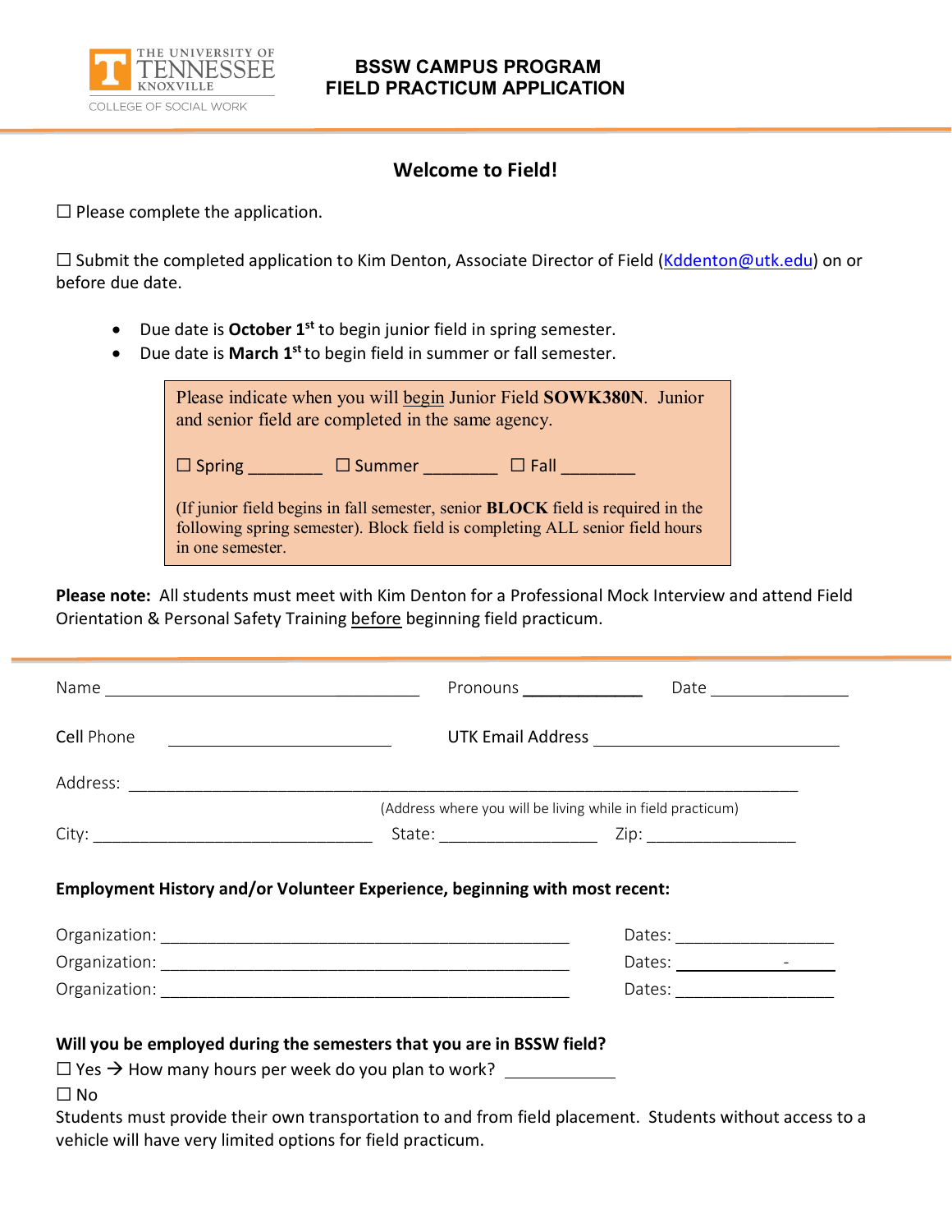THE UNIVERSITY OF TENNESSEE KNOXVILLE
COLLEGE OF SOCIAL WORK

# BSSW CAMPUS PROGRAM FIELD PRACTICUM APPLICATION

## Welcome to Field!

☐ Please complete the application.

☐ Submit the completed application to Kim Denton, Associate Director of Field (Kddenton@utk.edu) on or before due date.

- Due date is **October 1st** to begin junior field in spring semester.
- Due date is **March 1st** to begin field in summer or fall semester.

Please indicate when you will begin Junior Field **SOWK380N**. Junior and senior field are completed in the same agency.

☐ Spring ________ ☐ Summer ________ ☐ Fall ________

(If junior field begins in fall semester, senior **BLOCK** field is required in the following spring semester). Block field is completing ALL senior field hours in one semester.

**Please note:** All students must meet with Kim Denton for a Professional Mock Interview and attend Field Orientation & Personal Safety Training before beginning field practicum.

Name ______________________________ Pronouns ____________ Date ______________

Cell Phone ______________________ UTK Email Address __________________________

Address: ______________________________________________________________

(Address where you will be living while in field practicum)

City: ____________________________ State: ________________ Zip: ________________

**Employment History and/or Volunteer Experience, beginning with most recent:**

Organization: ____________________________________________ Dates: ________________

Organization: ____________________________________________ Dates: __________ - ______

Organization: ____________________________________________ Dates: ________________

**Will you be employed during the semesters that you are in BSSW field?**

☐ Yes → How many hours per week do you plan to work? ___________

☐ No

Students must provide their own transportation to and from field placement. Students without access to a vehicle will have very limited options for field practicum.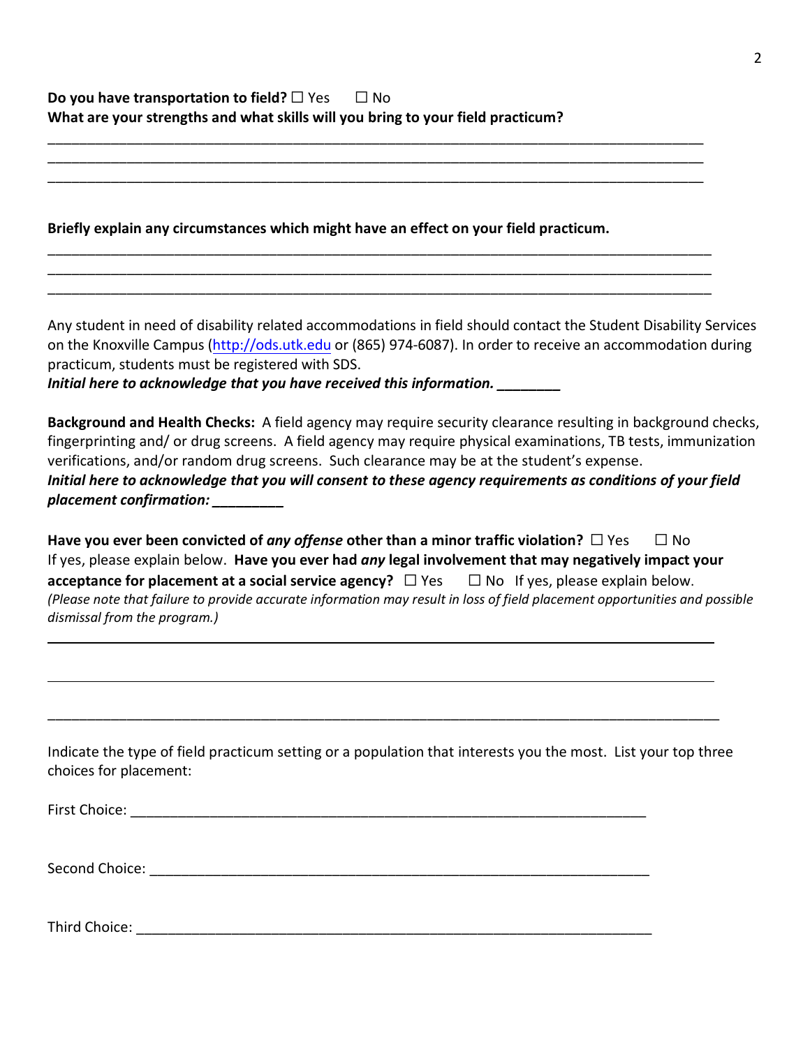**Do you have transportation to field?** ☐ Yes ☐ No

**What are your strengths and what skills will you bring to your field practicum?**

______________________________________________________________________________________

______________________________________________________________________________________

______________________________________________________________________________________

**Briefly explain any circumstances which might have an effect on your field practicum.**

______________________________________________________________________________________

______________________________________________________________________________________

______________________________________________________________________________________

Any student in need of disability related accommodations in field should contact the Student Disability Services on the Knoxville Campus (http://ods.utk.edu or (865) 974-6087). In order to receive an accommodation during practicum, students must be registered with SDS.

***Initial here to acknowledge that you have received this information.*** ________

**Background and Health Checks:** A field agency may require security clearance resulting in background checks, fingerprinting and/ or drug screens. A field agency may require physical examinations, TB tests, immunization verifications, and/or random drug screens. Such clearance may be at the student's expense.

***Initial here to acknowledge that you will consent to these agency requirements as conditions of your field placement confirmation:*** _________

**Have you ever been convicted of *any offense* other than a minor traffic violation?** ☐ Yes ☐ No If yes, please explain below. **Have you ever had *any* legal involvement that may negatively impact your acceptance for placement at a social service agency?** ☐ Yes ☐ No If yes, please explain below.

*(Please note that failure to provide accurate information may result in loss of field placement opportunities and possible dismissal from the program.)*

______________________________________________________________________________________

______________________________________________________________________________________

______________________________________________________________________________________

Indicate the type of field practicum setting or a population that interests you the most. List your top three choices for placement:

First Choice: ____________________________________________________________________

Second Choice: __________________________________________________________________

Third Choice: ____________________________________________________________________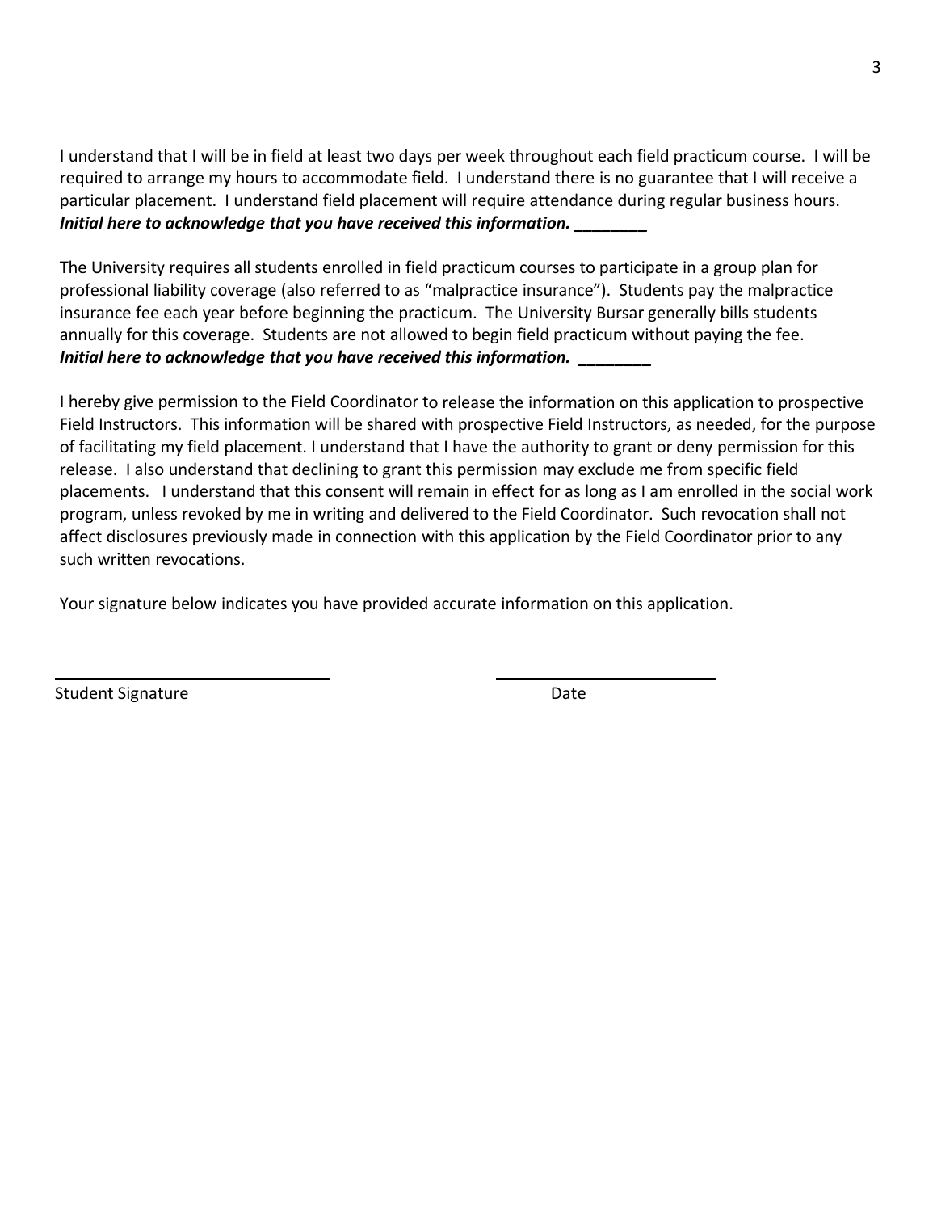I understand that I will be in field at least two days per week throughout each field practicum course. I will be required to arrange my hours to accommodate field. I understand there is no guarantee that I will receive a particular placement. I understand field placement will require attendance during regular business hours. ***Initial here to acknowledge that you have received this information.*** ________

The University requires all students enrolled in field practicum courses to participate in a group plan for professional liability coverage (also referred to as "malpractice insurance"). Students pay the malpractice insurance fee each year before beginning the practicum. The University Bursar generally bills students annually for this coverage. Students are not allowed to begin field practicum without paying the fee. ***Initial here to acknowledge that you have received this information.*** ________

I hereby give permission to the Field Coordinator to release the information on this application to prospective Field Instructors. This information will be shared with prospective Field Instructors, as needed, for the purpose of facilitating my field placement. I understand that I have the authority to grant or deny permission for this release. I also understand that declining to grant this permission may exclude me from specific field placements. I understand that this consent will remain in effect for as long as I am enrolled in the social work program, unless revoked by me in writing and delivered to the Field Coordinator. Such revocation shall not affect disclosures previously made in connection with this application by the Field Coordinator prior to any such written revocations.

Your signature below indicates you have provided accurate information on this application.

\_\_\_\_\_\_\_\_\_\_\_\_\_\_\_\_\_\_\_\_\_\_\_\_\_\_\_\_ &nbsp;&nbsp;&nbsp;&nbsp;&nbsp;&nbsp;&nbsp;&nbsp;&nbsp;&nbsp; \_\_\_\_\_\_\_\_\_\_\_\_\_\_\_\_\_\_\_\_\_\_

Student Signature &nbsp;&nbsp;&nbsp;&nbsp;&nbsp;&nbsp;&nbsp;&nbsp;&nbsp;&nbsp;&nbsp;&nbsp;&nbsp;&nbsp;&nbsp;&nbsp;&nbsp;&nbsp;&nbsp;&nbsp;&nbsp;&nbsp;&nbsp;&nbsp;&nbsp;&nbsp;&nbsp;&nbsp;&nbsp;&nbsp; Date